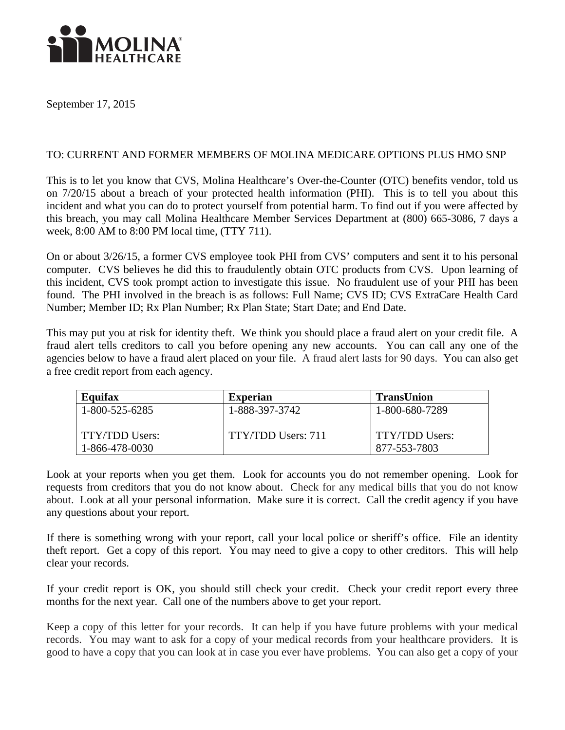**MOLINA HEALTHCARE**

September 17, 2015

TO: CURRENT AND FORMER MEMBERS OF MOLINA MEDICARE OPTIONS PLUS HMO SNP

This is to let you know that CVS, Molina Healthcare's Over-the-Counter (OTC) benefits vendor, told us on 7/20/15 about a breach of your protected health information (PHI). This is to tell you about this incident and what you can do to protect yourself from potential harm. To find out if you were affected by this breach, you may call Molina Healthcare Member Services Department at (800) 665-3086, 7 days a week, 8:00 AM to 8:00 PM local time, (TTY 711).

On or about 3/26/15, a former CVS employee took PHI from CVS' computers and sent it to his personal computer. CVS believes he did this to fraudulently obtain OTC products from CVS. Upon learning of this incident, CVS took prompt action to investigate this issue. No fraudulent use of your PHI has been found. The PHI involved in the breach is as follows: Full Name; CVS ID; CVS ExtraCare Health Card Number; Member ID; Rx Plan Number; Rx Plan State; Start Date; and End Date.

This may put you at risk for identity theft. We think you should place a fraud alert on your credit file. A fraud alert tells creditors to call you before opening any new accounts. You can call any one of the agencies below to have a fraud alert placed on your file. A fraud alert lasts for 90 days. You can also get a free credit report from each agency.

| Equifax | Experian | TransUnion |
|---|---|---|
| 1-800-525-6285<br><br>TTY/TDD Users:<br>1-866-478-0030 | 1-888-397-3742<br><br>TTY/TDD Users: 711 | 1-800-680-7289<br><br>TTY/TDD Users:<br>877-553-7803 |

Look at your reports when you get them. Look for accounts you do not remember opening. Look for requests from creditors that you do not know about. Check for any medical bills that you do not know about. Look at all your personal information. Make sure it is correct. Call the credit agency if you have any questions about your report.

If there is something wrong with your report, call your local police or sheriff's office. File an identity theft report. Get a copy of this report. You may need to give a copy to other creditors. This will help clear your records.

If your credit report is OK, you should still check your credit. Check your credit report every three months for the next year. Call one of the numbers above to get your report.

Keep a copy of this letter for your records. It can help if you have future problems with your medical records. You may want to ask for a copy of your medical records from your healthcare providers. It is good to have a copy that you can look at in case you ever have problems. You can also get a copy of your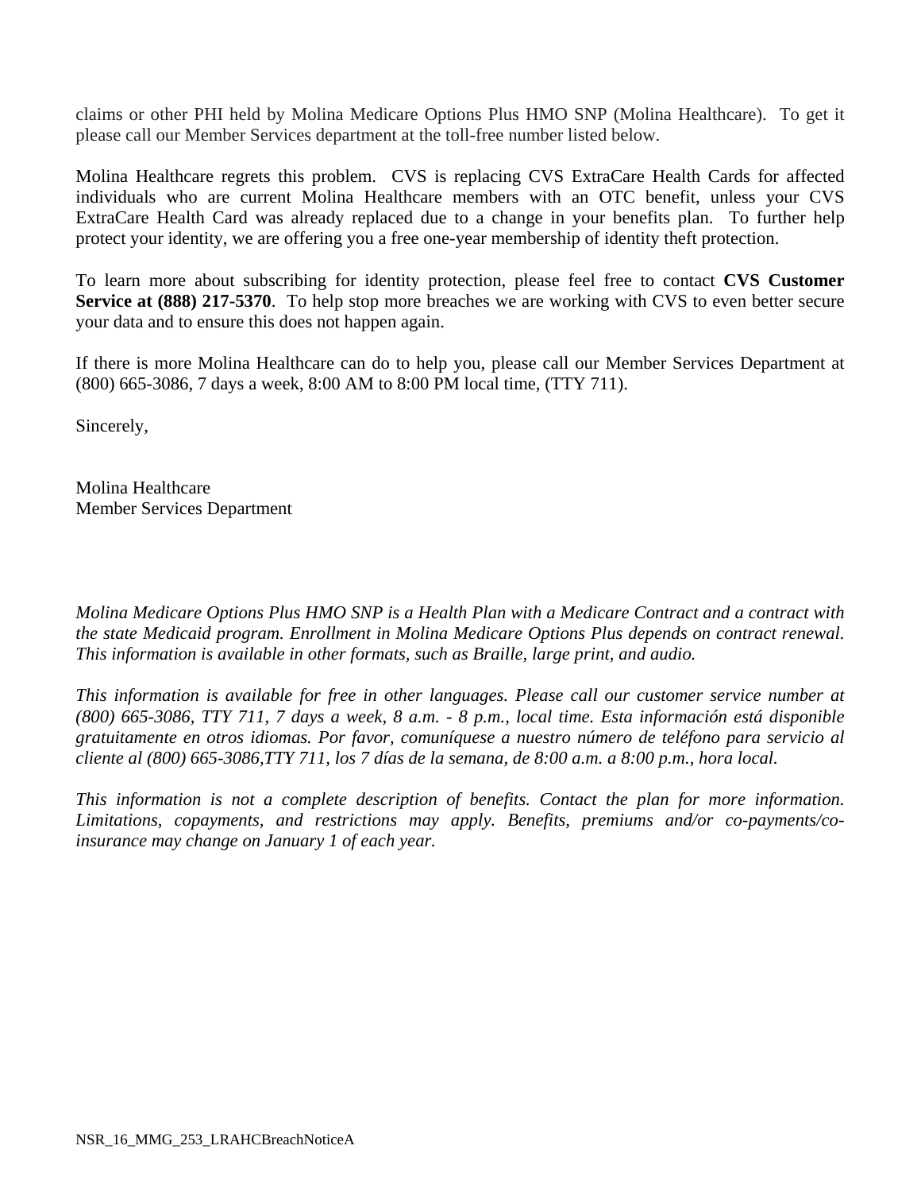claims or other PHI held by Molina Medicare Options Plus HMO SNP (Molina Healthcare). To get it please call our Member Services department at the toll-free number listed below.

Molina Healthcare regrets this problem. CVS is replacing CVS ExtraCare Health Cards for affected individuals who are current Molina Healthcare members with an OTC benefit, unless your CVS ExtraCare Health Card was already replaced due to a change in your benefits plan. To further help protect your identity, we are offering you a free one-year membership of identity theft protection.

To learn more about subscribing for identity protection, please feel free to contact **CVS Customer Service at (888) 217-5370**. To help stop more breaches we are working with CVS to even better secure your data and to ensure this does not happen again.

If there is more Molina Healthcare can do to help you, please call our Member Services Department at (800) 665-3086, 7 days a week, 8:00 AM to 8:00 PM local time, (TTY 711).

Sincerely,

Molina Healthcare
Member Services Department

*Molina Medicare Options Plus HMO SNP is a Health Plan with a Medicare Contract and a contract with the state Medicaid program. Enrollment in Molina Medicare Options Plus depends on contract renewal. This information is available in other formats, such as Braille, large print, and audio.*

*This information is available for free in other languages. Please call our customer service number at (800) 665-3086, TTY 711, 7 days a week, 8 a.m. - 8 p.m., local time. Esta información está disponible gratuitamente en otros idiomas. Por favor, comuníquese a nuestro número de teléfono para servicio al cliente al (800) 665-3086,TTY 711, los 7 días de la semana, de 8:00 a.m. a 8:00 p.m., hora local.*

*This information is not a complete description of benefits. Contact the plan for more information. Limitations, copayments, and restrictions may apply. Benefits, premiums and/or co-payments/co-insurance may change on January 1 of each year.*

NSR_16_MMG_253_LRAHCBreachNoticeA